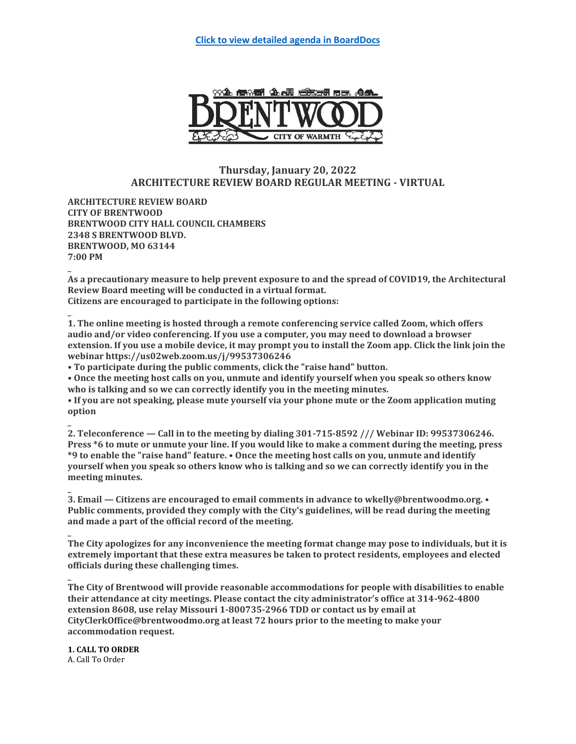[Click to view detailed agenda in BoardDocs](#)

BRENTWOOD
CITY OF WARMTH

## Thursday, January 20, 2022
## ARCHITECTURE REVIEW BOARD REGULAR MEETING - VIRTUAL

**ARCHITECTURE REVIEW BOARD**
**CITY OF BRENTWOOD**
**BRENTWOOD CITY HALL COUNCIL CHAMBERS**
**2348 S BRENTWOOD BLVD.**
**BRENTWOOD, MO 63144**
**7:00 PM**

**As a precautionary measure to help prevent exposure to and the spread of COVID19, the Architectural Review Board meeting will be conducted in a virtual format.**
**Citizens are encouraged to participate in the following options:**

**1. The online meeting is hosted through a remote conferencing service called Zoom, which offers audio and/or video conferencing. If you use a computer, you may need to download a browser extension. If you use a mobile device, it may prompt you to install the Zoom app. Click the link join the webinar https://us02web.zoom.us/j/99537306246**

**• To participate during the public comments, click the "raise hand" button.**

**• Once the meeting host calls on you, unmute and identify yourself when you speak so others know who is talking and so we can correctly identify you in the meeting minutes.**

**• If you are not speaking, please mute yourself via your phone mute or the Zoom application muting option**

**2. Teleconference — Call in to the meeting by dialing 301-715-8592 /// Webinar ID: 99537306246. Press *6 to mute or unmute your line. If you would like to make a comment during the meeting, press *9 to enable the "raise hand" feature. • Once the meeting host calls on you, unmute and identify yourself when you speak so others know who is talking and so we can correctly identify you in the meeting minutes.**

**3. Email — Citizens are encouraged to email comments in advance to wkelly@brentwoodmo.org. • Public comments, provided they comply with the City's guidelines, will be read during the meeting and made a part of the official record of the meeting.**

**The City apologizes for any inconvenience the meeting format change may pose to individuals, but it is extremely important that these extra measures be taken to protect residents, employees and elected officials during these challenging times.**

**The City of Brentwood will provide reasonable accommodations for people with disabilities to enable their attendance at city meetings. Please contact the city administrator's office at 314-962-4800 extension 8608, use relay Missouri 1-800735-2966 TDD or contact us by email at CityClerkOffice@brentwoodmo.org at least 72 hours prior to the meeting to make your accommodation request.**

**1. CALL TO ORDER**

A. Call To Order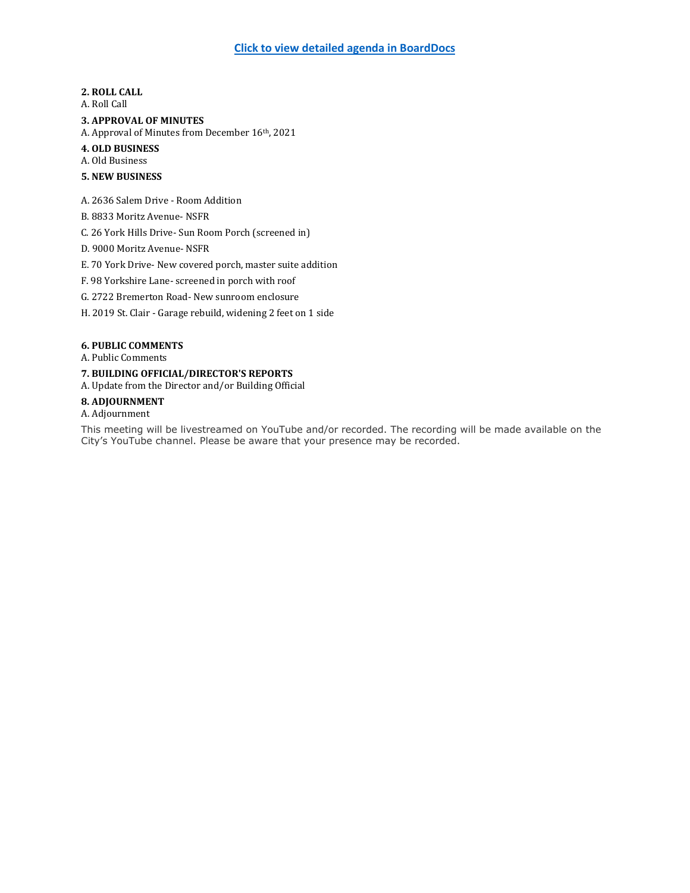[Click to view detailed agenda in BoardDocs]

**2. ROLL CALL**

A. Roll Call

**3. APPROVAL OF MINUTES**

A. Approval of Minutes from December 16th, 2021

**4. OLD BUSINESS**

A. Old Business

**5. NEW BUSINESS**

A. 2636 Salem Drive - Room Addition

B. 8833 Moritz Avenue- NSFR

C. 26 York Hills Drive- Sun Room Porch (screened in)

D. 9000 Moritz Avenue- NSFR

E. 70 York Drive- New covered porch, master suite addition

F. 98 Yorkshire Lane- screened in porch with roof

G. 2722 Bremerton Road- New sunroom enclosure

H. 2019 St. Clair - Garage rebuild, widening 2 feet on 1 side

**6. PUBLIC COMMENTS**

A. Public Comments

**7. BUILDING OFFICIAL/DIRECTOR'S REPORTS**

A. Update from the Director and/or Building Official

**8. ADJOURNMENT**

A. Adjournment

This meeting will be livestreamed on YouTube and/or recorded. The recording will be made available on the City's YouTube channel. Please be aware that your presence may be recorded.